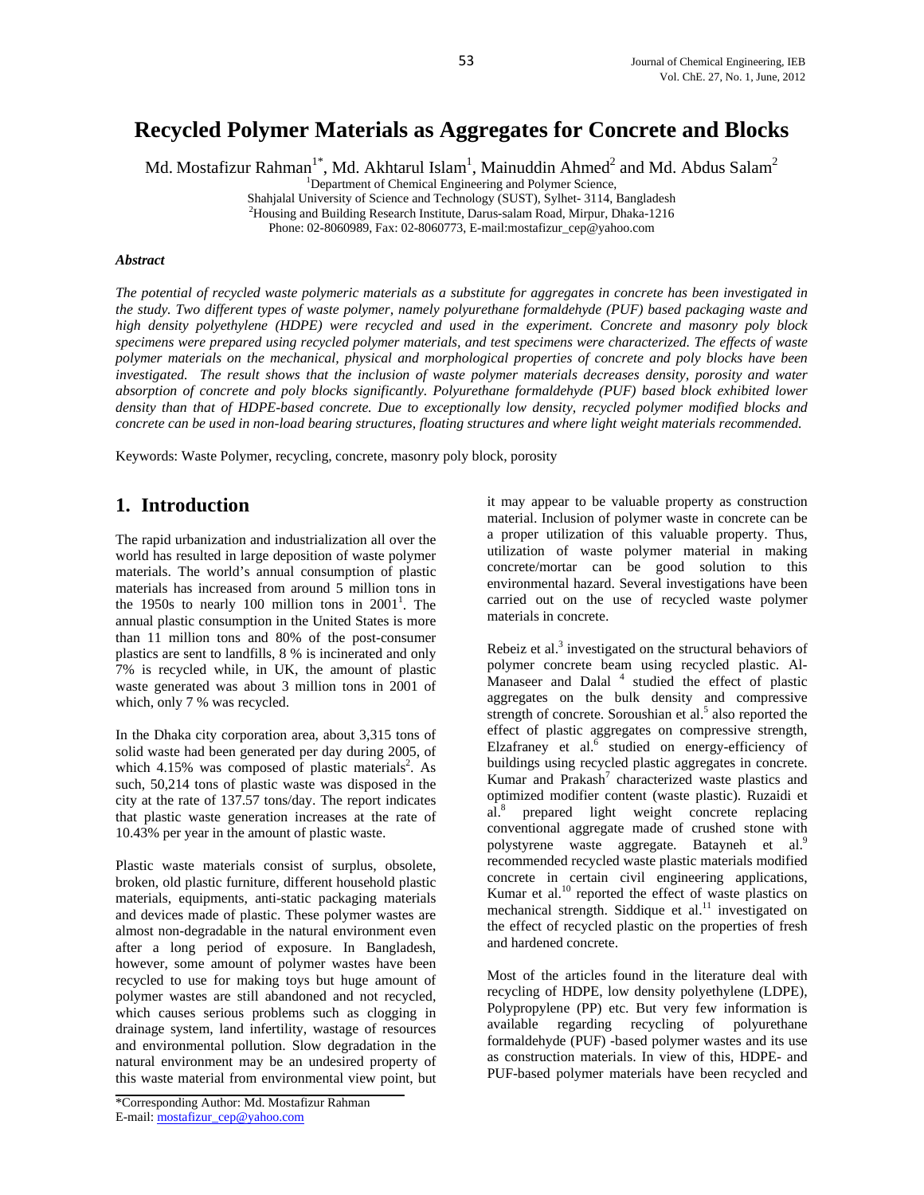# Recycled Polymer Materials as Aggregates for Concrete and Blocks

Md. Mostafizur Rahman[1*], Md. Akhtarul Islam[1], Mainuddin Ahmed[2] and Md. Abdus Salam[2]

[1]Department of Chemical Engineering and Polymer Science,
Shahjalal University of Science and Technology (SUST), Sylhet- 3114, Bangladesh
[2]Housing and Building Research Institute, Darus-salam Road, Mirpur, Dhaka-1216
Phone: 02-8060989, Fax: 02-8060773, E-mail:mostafizur_cep@yahoo.com

### *Abstract*

*The potential of recycled waste polymeric materials as a substitute for aggregates in concrete has been investigated in the study. Two different types of waste polymer, namely polyurethane formaldehyde (PUF) based packaging waste and high density polyethylene (HDPE) were recycled and used in the experiment. Concrete and masonry poly block specimens were prepared using recycled polymer materials, and test specimens were characterized. The effects of waste polymer materials on the mechanical, physical and morphological properties of concrete and poly blocks have been investigated. The result shows that the inclusion of waste polymer materials decreases density, porosity and water absorption of concrete and poly blocks significantly. Polyurethane formaldehyde (PUF) based block exhibited lower density than that of HDPE-based concrete. Due to exceptionally low density, recycled polymer modified blocks and concrete can be used in non-load bearing structures, floating structures and where light weight materials recommended.*

Keywords: Waste Polymer, recycling, concrete, masonry poly block, porosity

## 1. Introduction

The rapid urbanization and industrialization all over the world has resulted in large deposition of waste polymer materials. The world's annual consumption of plastic materials has increased from around 5 million tons in the 1950s to nearly 100 million tons in 2001[1]. The annual plastic consumption in the United States is more than 11 million tons and 80% of the post-consumer plastics are sent to landfills, 8 % is incinerated and only 7% is recycled while, in UK, the amount of plastic waste generated was about 3 million tons in 2001 of which, only 7 % was recycled.

In the Dhaka city corporation area, about 3,315 tons of solid waste had been generated per day during 2005, of which 4.15% was composed of plastic materials[2]. As such, 50,214 tons of plastic waste was disposed in the city at the rate of 137.57 tons/day. The report indicates that plastic waste generation increases at the rate of 10.43% per year in the amount of plastic waste.

Plastic waste materials consist of surplus, obsolete, broken, old plastic furniture, different household plastic materials, equipments, anti-static packaging materials and devices made of plastic. These polymer wastes are almost non-degradable in the natural environment even after a long period of exposure. In Bangladesh, however, some amount of polymer wastes have been recycled to use for making toys but huge amount of polymer wastes are still abandoned and not recycled, which causes serious problems such as clogging in drainage system, land infertility, wastage of resources and environmental pollution. Slow degradation in the natural environment may be an undesired property of this waste material from environmental view point, but it may appear to be valuable property as construction material. Inclusion of polymer waste in concrete can be a proper utilization of this valuable property. Thus, utilization of waste polymer material in making concrete/mortar can be good solution to this environmental hazard. Several investigations have been carried out on the use of recycled waste polymer materials in concrete.

Rebeiz et al.[3] investigated on the structural behaviors of polymer concrete beam using recycled plastic. Al-Manaseer and Dalal [4] studied the effect of plastic aggregates on the bulk density and compressive strength of concrete. Soroushian et al.[5] also reported the effect of plastic aggregates on compressive strength, Elzafraney et al.[6] studied on energy-efficiency of buildings using recycled plastic aggregates in concrete. Kumar and Prakash[7] characterized waste plastics and optimized modifier content (waste plastic). Ruzaidi et al.[8] prepared light weight concrete replacing conventional aggregate made of crushed stone with polystyrene waste aggregate. Batayneh et al.[9] recommended recycled waste plastic materials modified concrete in certain civil engineering applications, Kumar et al.[10] reported the effect of waste plastics on mechanical strength. Siddique et al.[11] investigated on the effect of recycled plastic on the properties of fresh and hardened concrete.

Most of the articles found in the literature deal with recycling of HDPE, low density polyethylene (LDPE), Polypropylene (PP) etc. But very few information is available regarding recycling of polyurethane formaldehyde (PUF) -based polymer wastes and its use as construction materials. In view of this, HDPE- and PUF-based polymer materials have been recycled and

*Corresponding Author: Md. Mostafizur Rahman
E-mail: mostafizur_cep@yahoo.com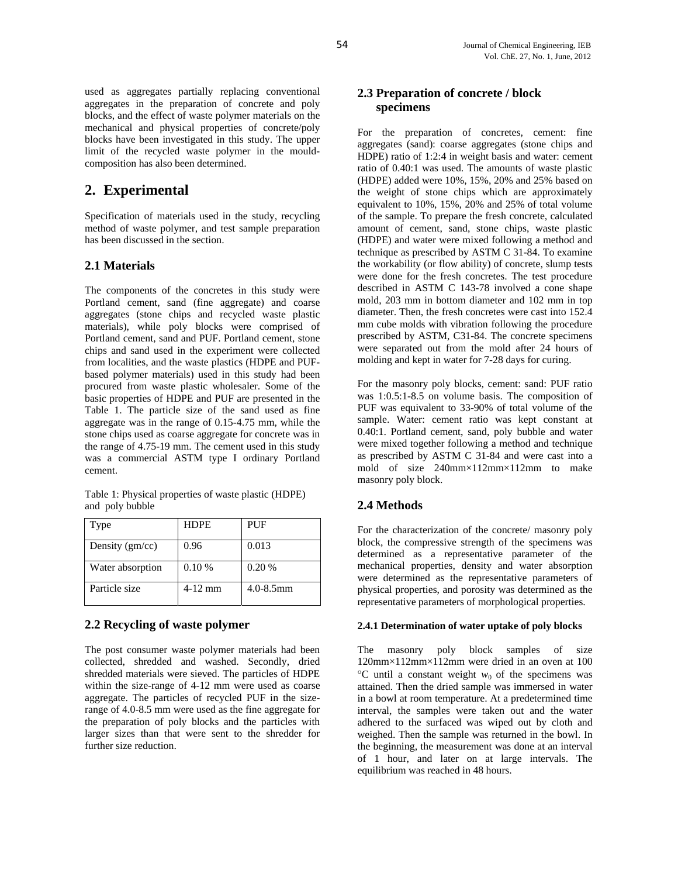used as aggregates partially replacing conventional aggregates in the preparation of concrete and poly blocks, and the effect of waste polymer materials on the mechanical and physical properties of concrete/poly blocks have been investigated in this study. The upper limit of the recycled waste polymer in the mould-composition has also been determined.

# 2. Experimental

Specification of materials used in the study, recycling method of waste polymer, and test sample preparation has been discussed in the section.

## 2.1 Materials

The components of the concretes in this study were Portland cement, sand (fine aggregate) and coarse aggregates (stone chips and recycled waste plastic materials), while poly blocks were comprised of Portland cement, sand and PUF. Portland cement, stone chips and sand used in the experiment were collected from localities, and the waste plastics (HDPE and PUF-based polymer materials) used in this study had been procured from waste plastic wholesaler. Some of the basic properties of HDPE and PUF are presented in the Table 1. The particle size of the sand used as fine aggregate was in the range of 0.15-4.75 mm, while the stone chips used as coarse aggregate for concrete was in the range of 4.75-19 mm. The cement used in this study was a commercial ASTM type I ordinary Portland cement.

Table 1: Physical properties of waste plastic (HDPE) and poly bubble

| Type | HDPE | PUF |
|---|---|---|
| Density (gm/cc) | 0.96 | 0.013 |
| Water absorption | 0.10 % | 0.20 % |
| Particle size | 4-12 mm | 4.0-8.5mm |

## 2.2 Recycling of waste polymer

The post consumer waste polymer materials had been collected, shredded and washed. Secondly, dried shredded materials were sieved. The particles of HDPE within the size-range of 4-12 mm were used as coarse aggregate. The particles of recycled PUF in the size-range of 4.0-8.5 mm were used as the fine aggregate for the preparation of poly blocks and the particles with larger sizes than that were sent to the shredder for further size reduction.

## 2.3 Preparation of concrete / block specimens

For the preparation of concretes, cement: fine aggregates (sand): coarse aggregates (stone chips and HDPE) ratio of 1:2:4 in weight basis and water: cement ratio of 0.40:1 was used. The amounts of waste plastic (HDPE) added were 10%, 15%, 20% and 25% based on the weight of stone chips which are approximately equivalent to 10%, 15%, 20% and 25% of total volume of the sample. To prepare the fresh concrete, calculated amount of cement, sand, stone chips, waste plastic (HDPE) and water were mixed following a method and technique as prescribed by ASTM C 31-84. To examine the workability (or flow ability) of concrete, slump tests were done for the fresh concretes. The test procedure described in ASTM C 143-78 involved a cone shape mold, 203 mm in bottom diameter and 102 mm in top diameter. Then, the fresh concretes were cast into 152.4 mm cube molds with vibration following the procedure prescribed by ASTM, C31-84. The concrete specimens were separated out from the mold after 24 hours of molding and kept in water for 7-28 days for curing.

For the masonry poly blocks, cement: sand: PUF ratio was 1:0.5:1-8.5 on volume basis. The composition of PUF was equivalent to 33-90% of total volume of the sample. Water: cement ratio was kept constant at 0.40:1. Portland cement, sand, poly bubble and water were mixed together following a method and technique as prescribed by ASTM C 31-84 and were cast into a mold of size 240mm×112mm×112mm to make masonry poly block.

## 2.4 Methods

For the characterization of the concrete/ masonry poly block, the compressive strength of the specimens was determined as a representative parameter of the mechanical properties, density and water absorption were determined as the representative parameters of physical properties, and porosity was determined as the representative parameters of morphological properties.

#### 2.4.1 Determination of water uptake of poly blocks

The masonry poly block samples of size 120mm×112mm×112mm were dried in an oven at 100 °C until a constant weight $w_0$ of the specimens was attained. Then the dried sample was immersed in water in a bowl at room temperature. At a predetermined time interval, the samples were taken out and the water adhered to the surfaced was wiped out by cloth and weighed. Then the sample was returned in the bowl. In the beginning, the measurement was done at an interval of 1 hour, and later on at large intervals. The equilibrium was reached in 48 hours.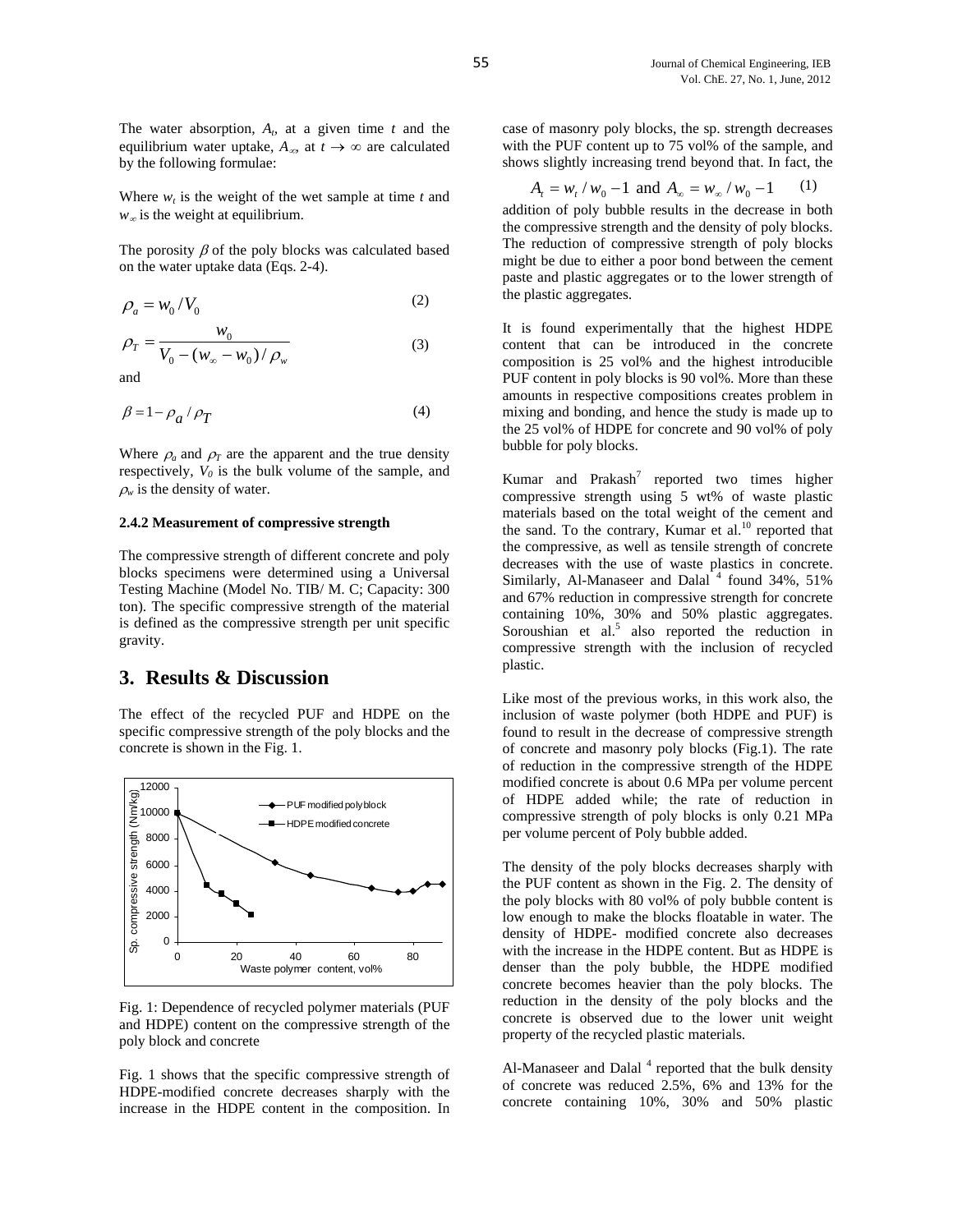The water absorption, $A_t$, at a given time $t$ and the equilibrium water uptake, $A_\infty$, at $t \to \infty$ are calculated by the following formulae:

$$A_t = w_t / w_0 - 1 \text{ and } A_\infty = w_\infty / w_0 - 1 \qquad (1)$$

Where $w_t$ is the weight of the wet sample at time $t$ and $w_\infty$ is the weight at equilibrium.

The porosity $\beta$ of the poly blocks was calculated based on the water uptake data (Eqs. 2-4).

$$\rho_a = w_0 / V_0 \qquad (2)$$

$$\rho_T = \frac{w_0}{V_0 - (w_\infty - w_0)/\rho_w} \qquad (3)$$

and

$$\beta = 1 - \rho_a / \rho_T \qquad (4)$$

Where $\rho_a$ and $\rho_T$ are the apparent and the true density respectively, $V_0$ is the bulk volume of the sample, and $\rho_w$ is the density of water.

#### 2.4.2 Measurement of compressive strength

The compressive strength of different concrete and poly blocks specimens were determined using a Universal Testing Machine (Model No. TIB/ M. C; Capacity: 300 ton). The specific compressive strength of the material is defined as the compressive strength per unit specific gravity.

## 3. Results & Discussion

The effect of the recycled PUF and HDPE on the specific compressive strength of the poly blocks and the concrete is shown in the Fig. 1.

Fig. 1: Dependence of recycled polymer materials (PUF and HDPE) content on the compressive strength of the poly block and concrete

Fig. 1 shows that the specific compressive strength of HDPE-modified concrete decreases sharply with the increase in the HDPE content in the composition. In case of masonry poly blocks, the sp. strength decreases with the PUF content up to 75 vol% of the sample, and shows slightly increasing trend beyond that. In fact, the addition of poly bubble results in the decrease in both the compressive strength and the density of poly blocks. The reduction of compressive strength of poly blocks might be due to either a poor bond between the cement paste and plastic aggregates or to the lower strength of the plastic aggregates.

It is found experimentally that the highest HDPE content that can be introduced in the concrete composition is 25 vol% and the highest introducible PUF content in poly blocks is 90 vol%. More than these amounts in respective compositions creates problem in mixing and bonding, and hence the study is made up to the 25 vol% of HDPE for concrete and 90 vol% of poly bubble for poly blocks.

Kumar and Prakash[7] reported two times higher compressive strength using 5 wt% of waste plastic materials based on the total weight of the cement and the sand. To the contrary, Kumar et al.[10] reported that the compressive, as well as tensile strength of concrete decreases with the use of waste plastics in concrete. Similarly, Al-Manaseer and Dalal [4] found 34%, 51% and 67% reduction in compressive strength for concrete containing 10%, 30% and 50% plastic aggregates. Soroushian et al.[5] also reported the reduction in compressive strength with the inclusion of recycled plastic.

Like most of the previous works, in this work also, the inclusion of waste polymer (both HDPE and PUF) is found to result in the decrease of compressive strength of concrete and masonry poly blocks (Fig.1). The rate of reduction in the compressive strength of the HDPE modified concrete is about 0.6 MPa per volume percent of HDPE added while; the rate of reduction in compressive strength of poly blocks is only 0.21 MPa per volume percent of Poly bubble added.

The density of the poly blocks decreases sharply with the PUF content as shown in the Fig. 2. The density of the poly blocks with 80 vol% of poly bubble content is low enough to make the blocks floatable in water. The density of HDPE- modified concrete also decreases with the increase in the HDPE content. But as HDPE is denser than the poly bubble, the HDPE modified concrete becomes heavier than the poly blocks. The reduction in the density of the poly blocks and the concrete is observed due to the lower unit weight property of the recycled plastic materials.

Al-Manaseer and Dalal [4] reported that the bulk density of concrete was reduced 2.5%, 6% and 13% for the concrete containing 10%, 30% and 50% plastic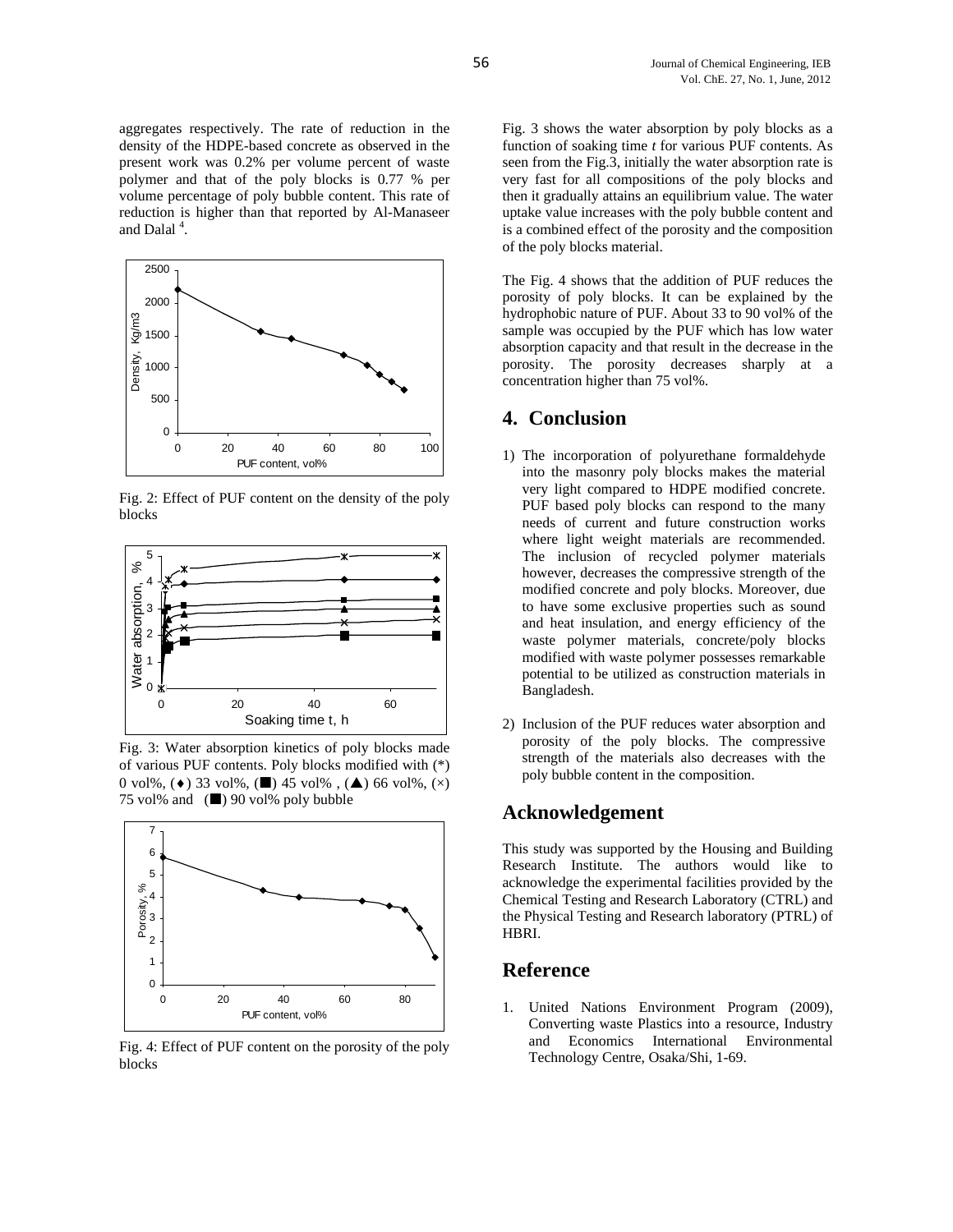aggregates respectively. The rate of reduction in the density of the HDPE-based concrete as observed in the present work was 0.2% per volume percent of waste polymer and that of the poly blocks is 0.77 % per volume percentage of poly bubble content. This rate of reduction is higher than that reported by Al-Manaseer and Dalal [4].

Fig. 2: Effect of PUF content on the density of the poly blocks

Fig. 3: Water absorption kinetics of poly blocks made of various PUF contents. Poly blocks modified with (*) 0 vol%, (♦) 33 vol%, (■) 45 vol% , (▲) 66 vol%, (×) 75 vol% and (■) 90 vol% poly bubble

Fig. 4: Effect of PUF content on the porosity of the poly blocks

Fig. 3 shows the water absorption by poly blocks as a function of soaking time *t* for various PUF contents. As seen from the Fig.3, initially the water absorption rate is very fast for all compositions of the poly blocks and then it gradually attains an equilibrium value. The water uptake value increases with the poly bubble content and is a combined effect of the porosity and the composition of the poly blocks material.

The Fig. 4 shows that the addition of PUF reduces the porosity of poly blocks. It can be explained by the hydrophobic nature of PUF. About 33 to 90 vol% of the sample was occupied by the PUF which has low water absorption capacity and that result in the decrease in the porosity. The porosity decreases sharply at a concentration higher than 75 vol%.

## 4. Conclusion

1) The incorporation of polyurethane formaldehyde into the masonry poly blocks makes the material very light compared to HDPE modified concrete. PUF based poly blocks can respond to the many needs of current and future construction works where light weight materials are recommended. The inclusion of recycled polymer materials however, decreases the compressive strength of the modified concrete and poly blocks. Moreover, due to have some exclusive properties such as sound and heat insulation, and energy efficiency of the waste polymer materials, concrete/poly blocks modified with waste polymer possesses remarkable potential to be utilized as construction materials in Bangladesh.

2) Inclusion of the PUF reduces water absorption and porosity of the poly blocks. The compressive strength of the materials also decreases with the poly bubble content in the composition.

## Acknowledgement

This study was supported by the Housing and Building Research Institute. The authors would like to acknowledge the experimental facilities provided by the Chemical Testing and Research Laboratory (CTRL) and the Physical Testing and Research laboratory (PTRL) of HBRI.

## Reference

1. United Nations Environment Program (2009), Converting waste Plastics into a resource, Industry and Economics International Environmental Technology Centre, Osaka/Shi, 1-69.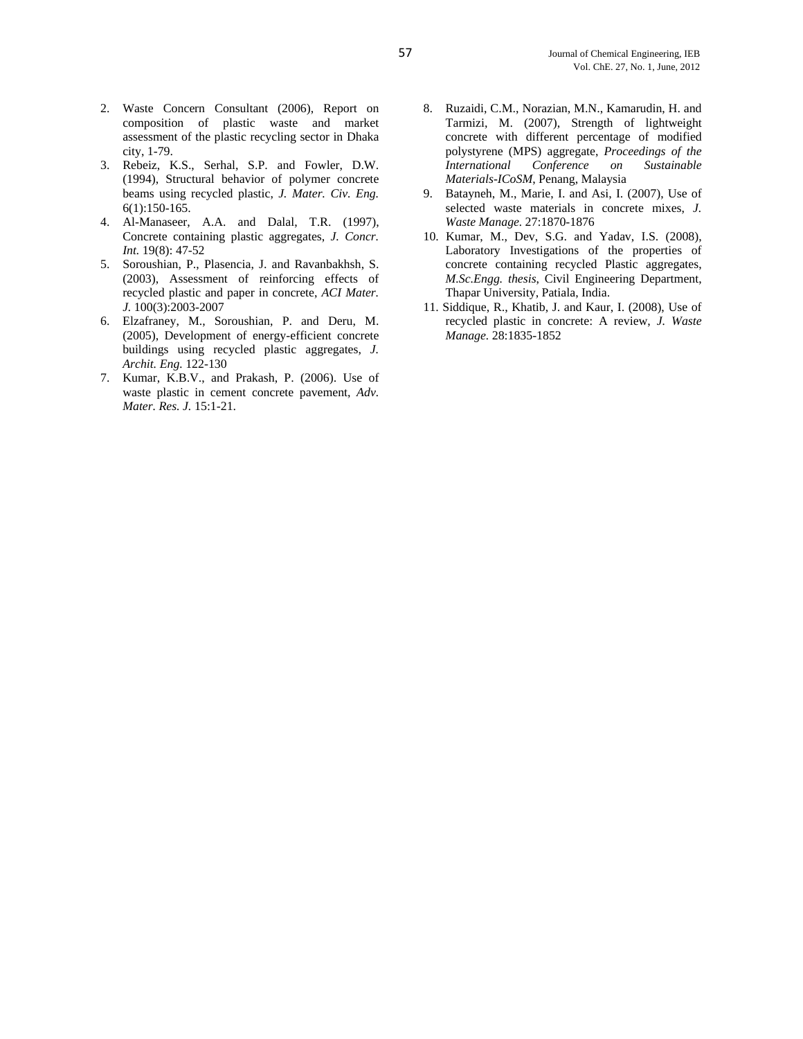2. Waste Concern Consultant (2006), Report on composition of plastic waste and market assessment of the plastic recycling sector in Dhaka city, 1-79.
3. Rebeiz, K.S., Serhal, S.P. and Fowler, D.W. (1994), Structural behavior of polymer concrete beams using recycled plastic, *J. Mater. Civ. Eng.* 6(1):150-165.
4. Al-Manaseer, A.A. and Dalal, T.R. (1997), Concrete containing plastic aggregates, *J. Concr. Int.* 19(8): 47-52
5. Soroushian, P., Plasencia, J. and Ravanbakhsh, S. (2003), Assessment of reinforcing effects of recycled plastic and paper in concrete, *ACI Mater. J.* 100(3):2003-2007
6. Elzafraney, M., Soroushian, P. and Deru, M. (2005), Development of energy-efficient concrete buildings using recycled plastic aggregates, *J. Archit. Eng.* 122-130
7. Kumar, K.B.V., and Prakash, P. (2006). Use of waste plastic in cement concrete pavement, *Adv. Mater. Res. J.* 15:1-21.
8. Ruzaidi, C.M., Norazian, M.N., Kamarudin, H. and Tarmizi, M. (2007), Strength of lightweight concrete with different percentage of modified polystyrene (MPS) aggregate, *Proceedings of the International Conference on Sustainable Materials-ICoSM*, Penang, Malaysia
9. Batayneh, M., Marie, I. and Asi, I. (2007), Use of selected waste materials in concrete mixes, *J. Waste Manage.* 27:1870-1876
10. Kumar, M., Dev, S.G. and Yadav, I.S. (2008), Laboratory Investigations of the properties of concrete containing recycled Plastic aggregates, *M.Sc.Engg. thesis*, Civil Engineering Department, Thapar University, Patiala, India.
11. Siddique, R., Khatib, J. and Kaur, I. (2008), Use of recycled plastic in concrete: A review, *J. Waste Manage.* 28:1835-1852